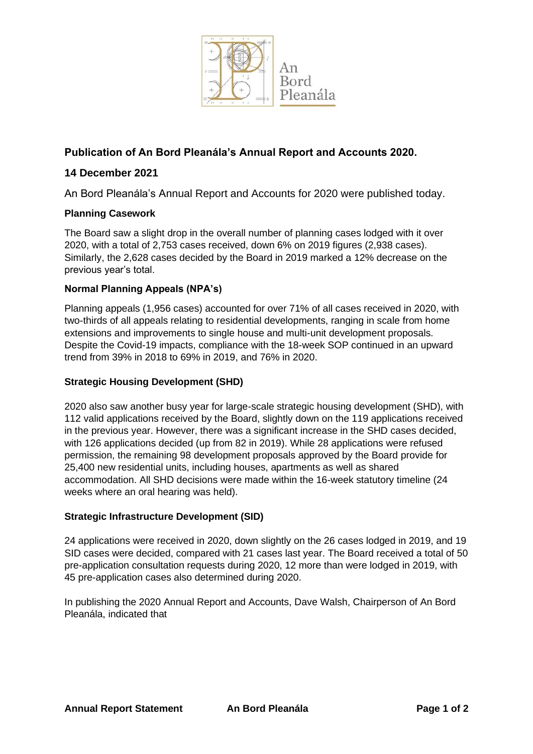An Bord Pleanála

## Publication of An Bord Pleanála's Annual Report and Accounts 2020.

## 14 December 2021

An Bord Pleanála's Annual Report and Accounts for 2020 were published today.

### Planning Casework

The Board saw a slight drop in the overall number of planning cases lodged with it over 2020, with a total of 2,753 cases received, down 6% on 2019 figures (2,938 cases). Similarly, the 2,628 cases decided by the Board in 2019 marked a 12% decrease on the previous year's total.

### Normal Planning Appeals (NPA's)

Planning appeals (1,956 cases) accounted for over 71% of all cases received in 2020, with two-thirds of all appeals relating to residential developments, ranging in scale from home extensions and improvements to single house and multi-unit development proposals. Despite the Covid-19 impacts, compliance with the 18-week SOP continued in an upward trend from 39% in 2018 to 69% in 2019, and 76% in 2020.

### Strategic Housing Development (SHD)

2020 also saw another busy year for large-scale strategic housing development (SHD), with 112 valid applications received by the Board, slightly down on the 119 applications received in the previous year. However, there was a significant increase in the SHD cases decided, with 126 applications decided (up from 82 in 2019). While 28 applications were refused permission, the remaining 98 development proposals approved by the Board provide for 25,400 new residential units, including houses, apartments as well as shared accommodation. All SHD decisions were made within the 16-week statutory timeline (24 weeks where an oral hearing was held).

### Strategic Infrastructure Development (SID)

24 applications were received in 2020, down slightly on the 26 cases lodged in 2019, and 19 SID cases were decided, compared with 21 cases last year. The Board received a total of 50 pre-application consultation requests during 2020, 12 more than were lodged in 2019, with 45 pre-application cases also determined during 2020.

In publishing the 2020 Annual Report and Accounts, Dave Walsh, Chairperson of An Bord Pleanála, indicated that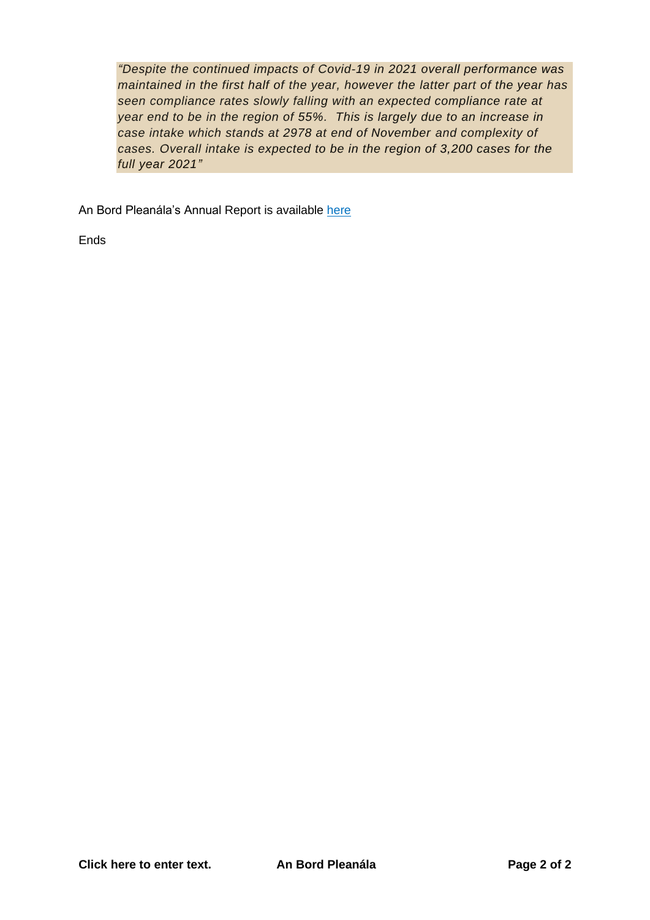> *"Despite the continued impacts of Covid-19 in 2021 overall performance was maintained in the first half of the year, however the latter part of the year has seen compliance rates slowly falling with an expected compliance rate at year end to be in the region of 55%. This is largely due to an increase in case intake which stands at 2978 at end of November and complexity of cases. Overall intake is expected to be in the region of 3,200 cases for the full year 2021"*

An Bord Pleanála's Annual Report is available [here](#)

Ends